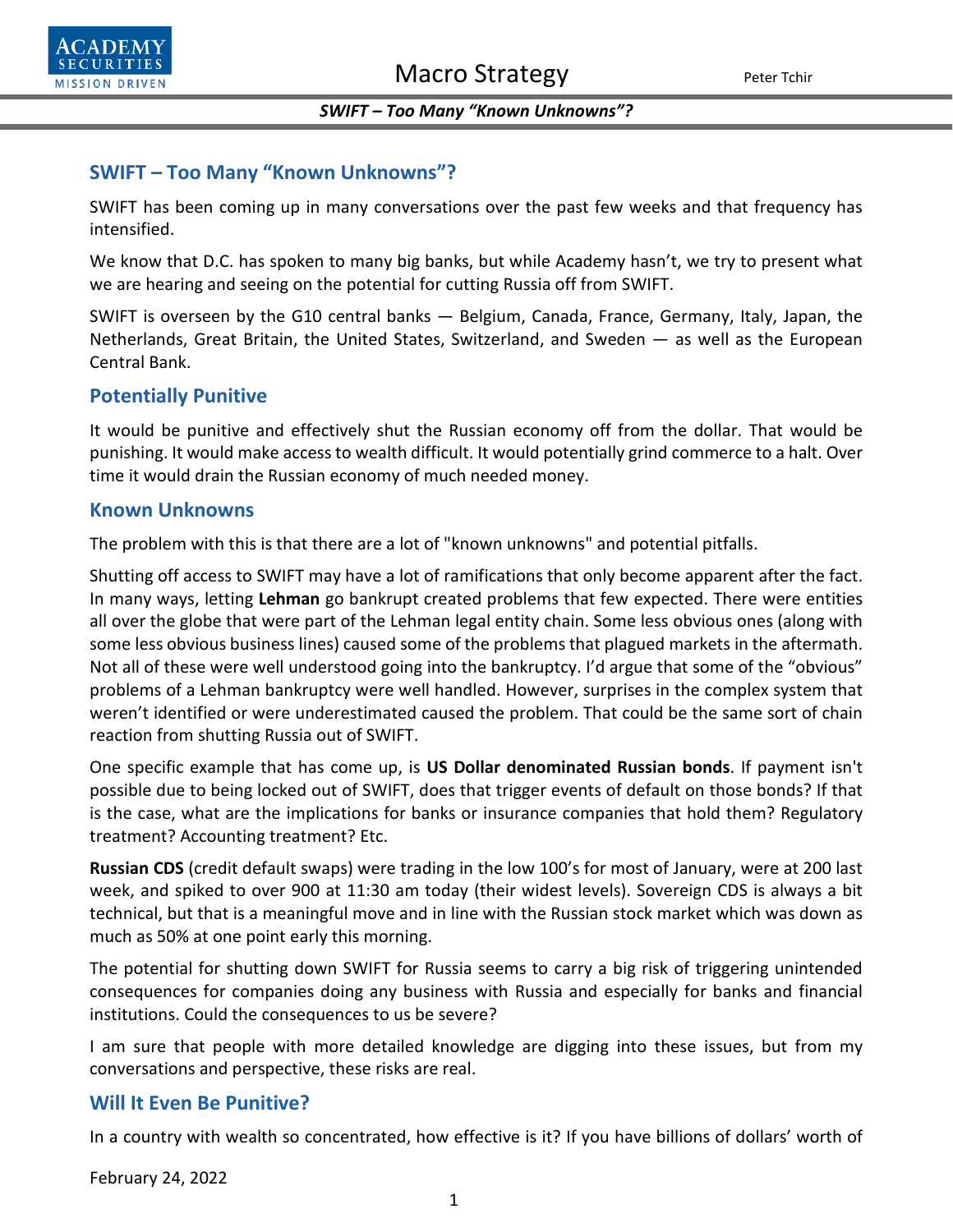## SWIFT – Too Many "Known Unknowns"?

SWIFT has been coming up in many conversations over the past few weeks and that frequency has intensified.

We know that D.C. has spoken to many big banks, but while Academy hasn't, we try to present what we are hearing and seeing on the potential for cutting Russia off from SWIFT.

SWIFT is overseen by the G10 central banks — Belgium, Canada, France, Germany, Italy, Japan, the Netherlands, Great Britain, the United States, Switzerland, and Sweden — as well as the European Central Bank.

### Potentially Punitive

It would be punitive and effectively shut the Russian economy off from the dollar. That would be punishing. It would make access to wealth difficult. It would potentially grind commerce to a halt. Over time it would drain the Russian economy of much needed money.

### Known Unknowns

The problem with this is that there are a lot of "known unknowns" and potential pitfalls.

Shutting off access to SWIFT may have a lot of ramifications that only become apparent after the fact. In many ways, letting **Lehman** go bankrupt created problems that few expected. There were entities all over the globe that were part of the Lehman legal entity chain. Some less obvious ones (along with some less obvious business lines) caused some of the problems that plagued markets in the aftermath. Not all of these were well understood going into the bankruptcy. I'd argue that some of the "obvious" problems of a Lehman bankruptcy were well handled. However, surprises in the complex system that weren't identified or were underestimated caused the problem. That could be the same sort of chain reaction from shutting Russia out of SWIFT.

One specific example that has come up, is **US Dollar denominated Russian bonds**. If payment isn't possible due to being locked out of SWIFT, does that trigger events of default on those bonds? If that is the case, what are the implications for banks or insurance companies that hold them? Regulatory treatment? Accounting treatment? Etc.

**Russian CDS** (credit default swaps) were trading in the low 100's for most of January, were at 200 last week, and spiked to over 900 at 11:30 am today (their widest levels). Sovereign CDS is always a bit technical, but that is a meaningful move and in line with the Russian stock market which was down as much as 50% at one point early this morning.

The potential for shutting down SWIFT for Russia seems to carry a big risk of triggering unintended consequences for companies doing any business with Russia and especially for banks and financial institutions. Could the consequences to us be severe?

I am sure that people with more detailed knowledge are digging into these issues, but from my conversations and perspective, these risks are real.

### Will It Even Be Punitive?

In a country with wealth so concentrated, how effective is it? If you have billions of dollars' worth of

February 24, 2022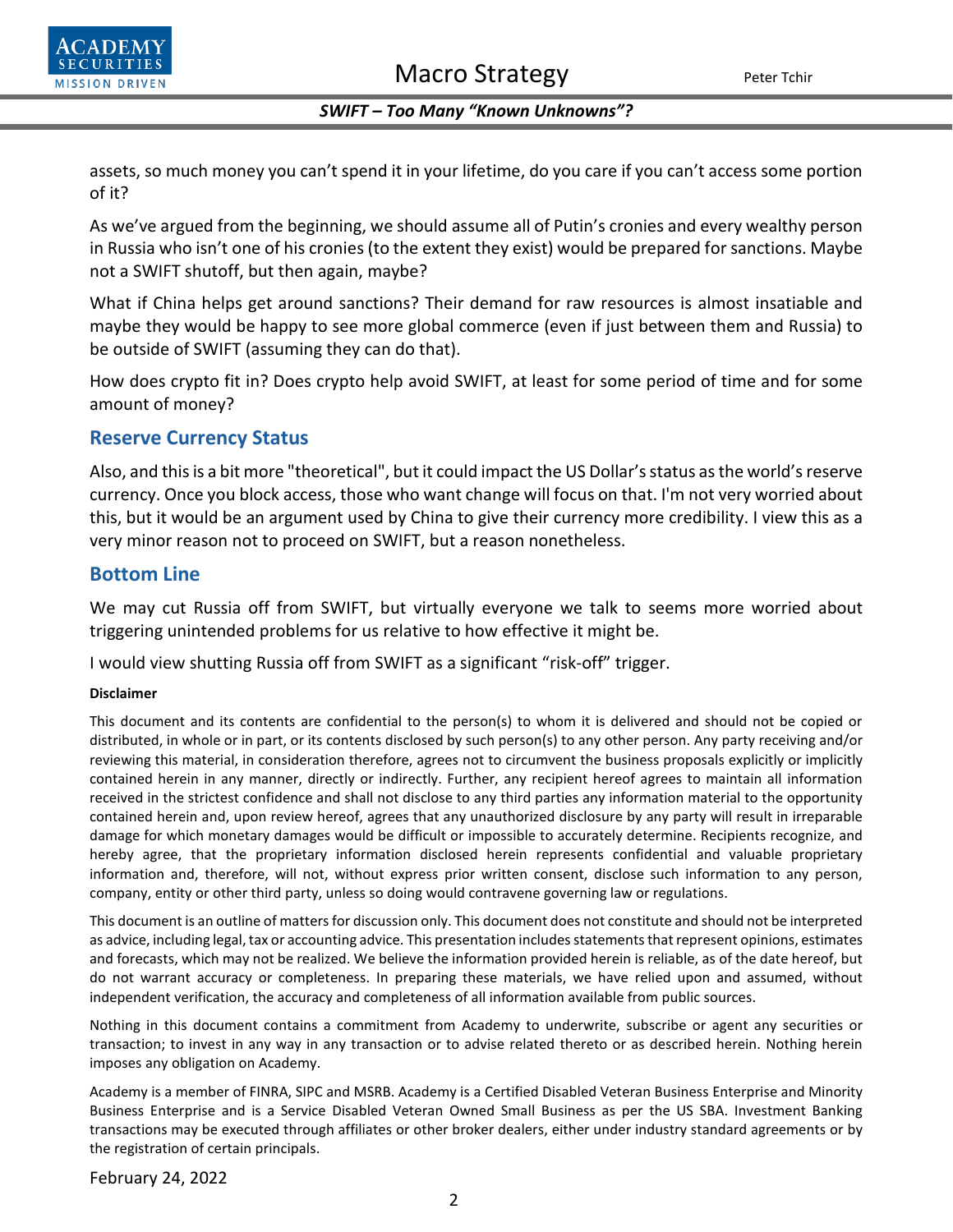assets, so much money you can't spend it in your lifetime, do you care if you can't access some portion of it?

As we've argued from the beginning, we should assume all of Putin's cronies and every wealthy person in Russia who isn't one of his cronies (to the extent they exist) would be prepared for sanctions. Maybe not a SWIFT shutoff, but then again, maybe?

What if China helps get around sanctions? Their demand for raw resources is almost insatiable and maybe they would be happy to see more global commerce (even if just between them and Russia) to be outside of SWIFT (assuming they can do that).

How does crypto fit in? Does crypto help avoid SWIFT, at least for some period of time and for some amount of money?

## Reserve Currency Status

Also, and this is a bit more "theoretical", but it could impact the US Dollar's status as the world's reserve currency. Once you block access, those who want change will focus on that. I'm not very worried about this, but it would be an argument used by China to give their currency more credibility. I view this as a very minor reason not to proceed on SWIFT, but a reason nonetheless.

## Bottom Line

We may cut Russia off from SWIFT, but virtually everyone we talk to seems more worried about triggering unintended problems for us relative to how effective it might be.

I would view shutting Russia off from SWIFT as a significant "risk-off" trigger.

**Disclaimer**

This document and its contents are confidential to the person(s) to whom it is delivered and should not be copied or distributed, in whole or in part, or its contents disclosed by such person(s) to any other person. Any party receiving and/or reviewing this material, in consideration therefore, agrees not to circumvent the business proposals explicitly or implicitly contained herein in any manner, directly or indirectly. Further, any recipient hereof agrees to maintain all information received in the strictest confidence and shall not disclose to any third parties any information material to the opportunity contained herein and, upon review hereof, agrees that any unauthorized disclosure by any party will result in irreparable damage for which monetary damages would be difficult or impossible to accurately determine. Recipients recognize, and hereby agree, that the proprietary information disclosed herein represents confidential and valuable proprietary information and, therefore, will not, without express prior written consent, disclose such information to any person, company, entity or other third party, unless so doing would contravene governing law or regulations.

This document is an outline of matters for discussion only. This document does not constitute and should not be interpreted as advice, including legal, tax or accounting advice. This presentation includes statements that represent opinions, estimates and forecasts, which may not be realized. We believe the information provided herein is reliable, as of the date hereof, but do not warrant accuracy or completeness. In preparing these materials, we have relied upon and assumed, without independent verification, the accuracy and completeness of all information available from public sources.

Nothing in this document contains a commitment from Academy to underwrite, subscribe or agent any securities or transaction; to invest in any way in any transaction or to advise related thereto or as described herein. Nothing herein imposes any obligation on Academy.

Academy is a member of FINRA, SIPC and MSRB. Academy is a Certified Disabled Veteran Business Enterprise and Minority Business Enterprise and is a Service Disabled Veteran Owned Small Business as per the US SBA. Investment Banking transactions may be executed through affiliates or other broker dealers, either under industry standard agreements or by the registration of certain principals.

February 24, 2022